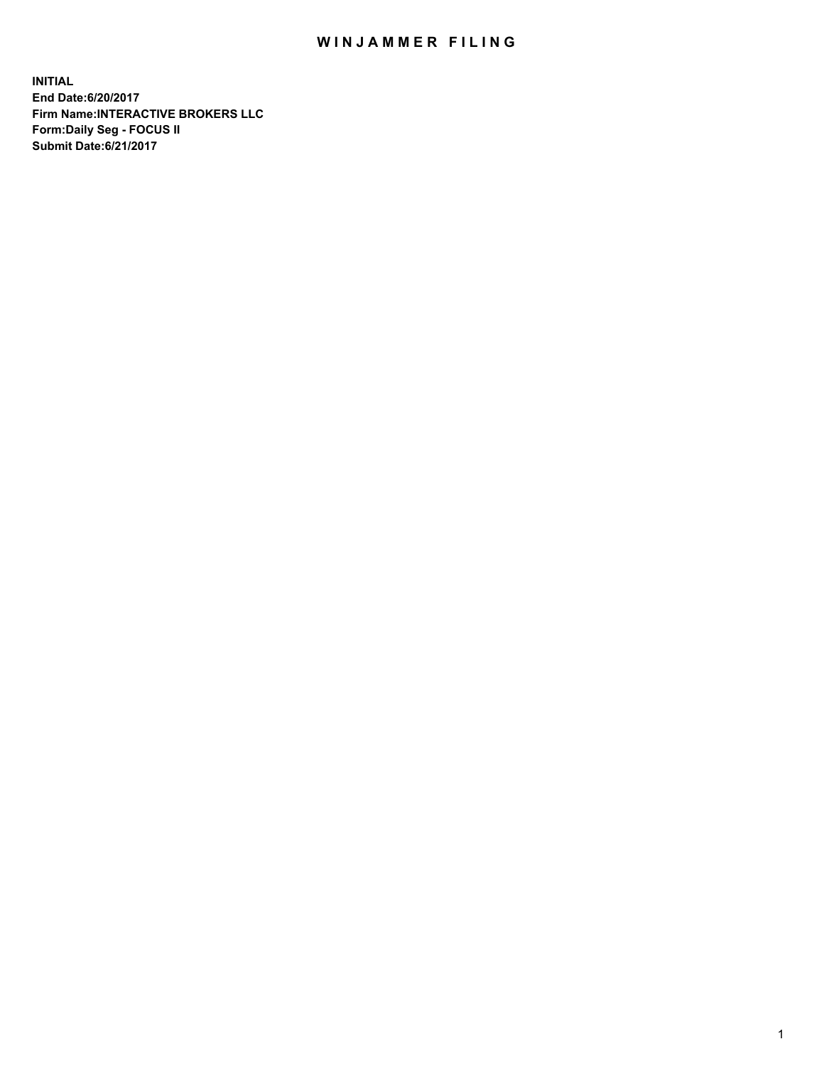# WINJAMMER FILING

**INITIAL**
**End Date:6/20/2017**
**Firm Name:INTERACTIVE BROKERS LLC**
**Form:Daily Seg - FOCUS II**
**Submit Date:6/21/2017**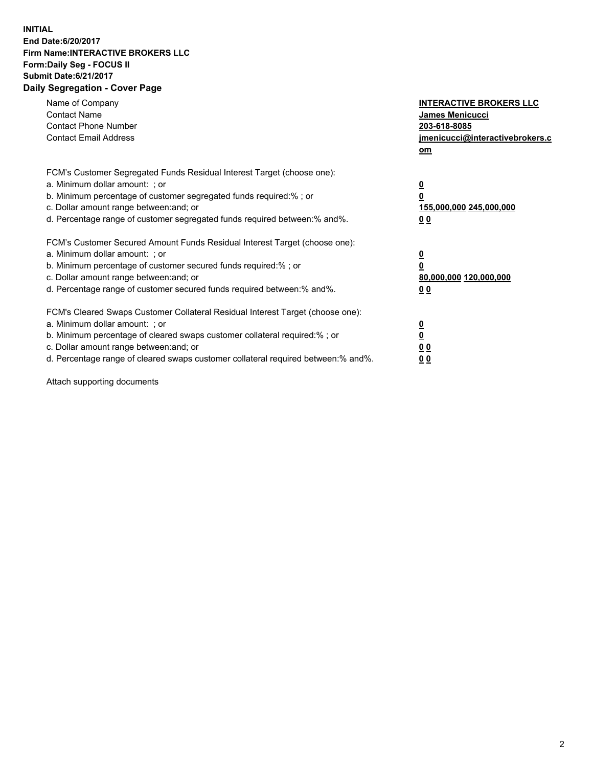**INITIAL**
**End Date:6/20/2017**
**Firm Name:INTERACTIVE BROKERS LLC**
**Form:Daily Seg - FOCUS II**
**Submit Date:6/21/2017**
**Daily Segregation - Cover Page**

| | |
|---|---|
| Name of Company | **INTERACTIVE BROKERS LLC** |
| Contact Name | **James Menicucci** |
| Contact Phone Number | **203-618-8085** |
| Contact Email Address | **jmenicucci@interactivebrokers.com** |
| | |
| FCM's Customer Segregated Funds Residual Interest Target (choose one): | |
| a. Minimum dollar amount: ; or | **0** |
| b. Minimum percentage of customer segregated funds required:% ; or | **0** |
| c. Dollar amount range between:and; or | **155,000,000 245,000,000** |
| d. Percentage range of customer segregated funds required between:% and%. | **0 0** |
| | |
| FCM's Customer Secured Amount Funds Residual Interest Target (choose one): | |
| a. Minimum dollar amount: ; or | **0** |
| b. Minimum percentage of customer secured funds required:% ; or | **0** |
| c. Dollar amount range between:and; or | **80,000,000 120,000,000** |
| d. Percentage range of customer secured funds required between:% and%. | **0 0** |
| | |
| FCM's Cleared Swaps Customer Collateral Residual Interest Target (choose one): | |
| a. Minimum dollar amount: ; or | **0** |
| b. Minimum percentage of cleared swaps customer collateral required:% ; or | **0** |
| c. Dollar amount range between:and; or | **0 0** |
| d. Percentage range of cleared swaps customer collateral required between:% and%. | **0 0** |

Attach supporting documents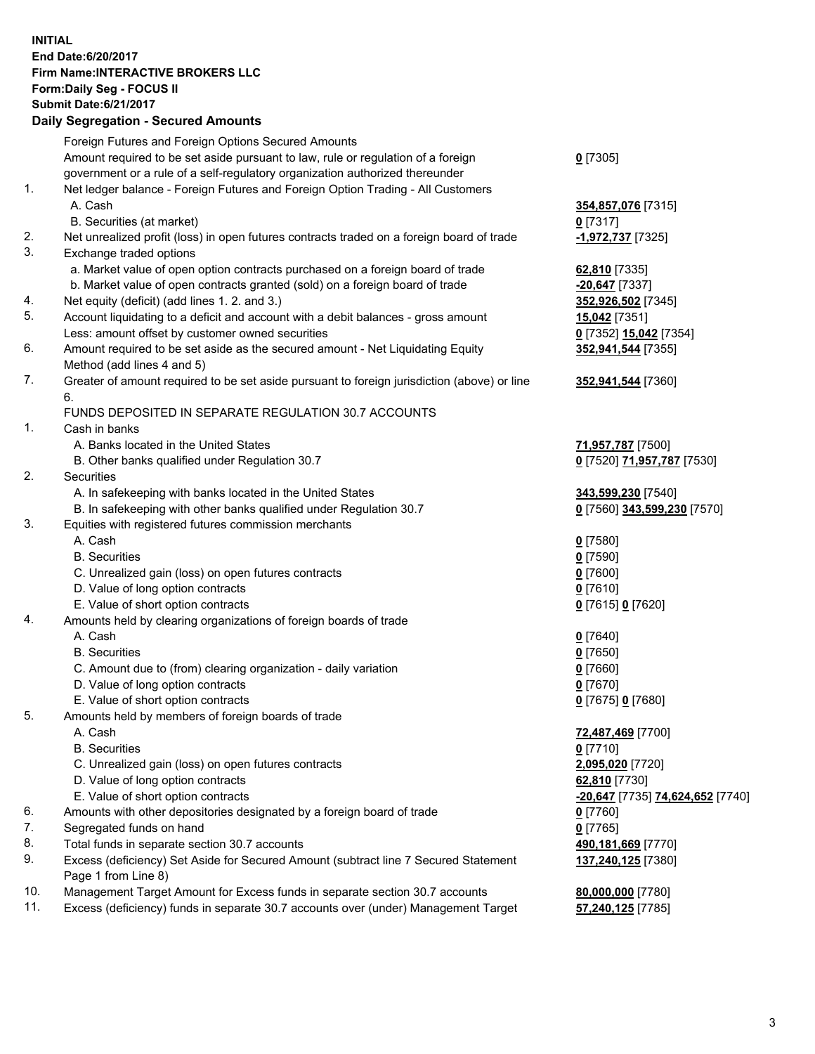**INITIAL**
**End Date:6/20/2017**
**Firm Name:INTERACTIVE BROKERS LLC**
**Form:Daily Seg - FOCUS II**
**Submit Date:6/21/2017**

## Daily Segregation - Secured Amounts

| | | |
|---|---|---|
| | Foreign Futures and Foreign Options Secured Amounts | |
| | Amount required to be set aside pursuant to law, rule or regulation of a foreign government or a rule of a self-regulatory organization authorized thereunder | **0** [7305] |
| 1. | Net ledger balance - Foreign Futures and Foreign Option Trading - All Customers | |
| | A. Cash | **354,857,076** [7315] |
| | B. Securities (at market) | **0** [7317] |
| 2. | Net unrealized profit (loss) in open futures contracts traded on a foreign board of trade | **-1,972,737** [7325] |
| 3. | Exchange traded options | |
| | a. Market value of open option contracts purchased on a foreign board of trade | **62,810** [7335] |
| | b. Market value of open contracts granted (sold) on a foreign board of trade | **-20,647** [7337] |
| 4. | Net equity (deficit) (add lines 1. 2. and 3.) | **352,926,502** [7345] |
| 5. | Account liquidating to a deficit and account with a debit balances - gross amount | **15,042** [7351] |
| | Less: amount offset by customer owned securities | **0** [7352] **15,042** [7354] |
| 6. | Amount required to be set aside as the secured amount - Net Liquidating Equity Method (add lines 4 and 5) | **352,941,544** [7355] |
| 7. | Greater of amount required to be set aside pursuant to foreign jurisdiction (above) or line 6. | **352,941,544** [7360] |
| | FUNDS DEPOSITED IN SEPARATE REGULATION 30.7 ACCOUNTS | |
| 1. | Cash in banks | |
| | A. Banks located in the United States | **71,957,787** [7500] |
| | B. Other banks qualified under Regulation 30.7 | **0** [7520] **71,957,787** [7530] |
| 2. | Securities | |
| | A. In safekeeping with banks located in the United States | **343,599,230** [7540] |
| | B. In safekeeping with other banks qualified under Regulation 30.7 | **0** [7560] **343,599,230** [7570] |
| 3. | Equities with registered futures commission merchants | |
| | A. Cash | **0** [7580] |
| | B. Securities | **0** [7590] |
| | C. Unrealized gain (loss) on open futures contracts | **0** [7600] |
| | D. Value of long option contracts | **0** [7610] |
| | E. Value of short option contracts | **0** [7615] **0** [7620] |
| 4. | Amounts held by clearing organizations of foreign boards of trade | |
| | A. Cash | **0** [7640] |
| | B. Securities | **0** [7650] |
| | C. Amount due to (from) clearing organization - daily variation | **0** [7660] |
| | D. Value of long option contracts | **0** [7670] |
| | E. Value of short option contracts | **0** [7675] **0** [7680] |
| 5. | Amounts held by members of foreign boards of trade | |
| | A. Cash | **72,487,469** [7700] |
| | B. Securities | **0** [7710] |
| | C. Unrealized gain (loss) on open futures contracts | **2,095,020** [7720] |
| | D. Value of long option contracts | **62,810** [7730] |
| | E. Value of short option contracts | **-20,647** [7735] **74,624,652** [7740] |
| 6. | Amounts with other depositories designated by a foreign board of trade | **0** [7760] |
| 7. | Segregated funds on hand | **0** [7765] |
| 8. | Total funds in separate section 30.7 accounts | **490,181,669** [7770] |
| 9. | Excess (deficiency) Set Aside for Secured Amount (subtract line 7 Secured Statement Page 1 from Line 8) | **137,240,125** [7380] |
| 10. | Management Target Amount for Excess funds in separate section 30.7 accounts | **80,000,000** [7780] |
| 11. | Excess (deficiency) funds in separate 30.7 accounts over (under) Management Target | **57,240,125** [7785] |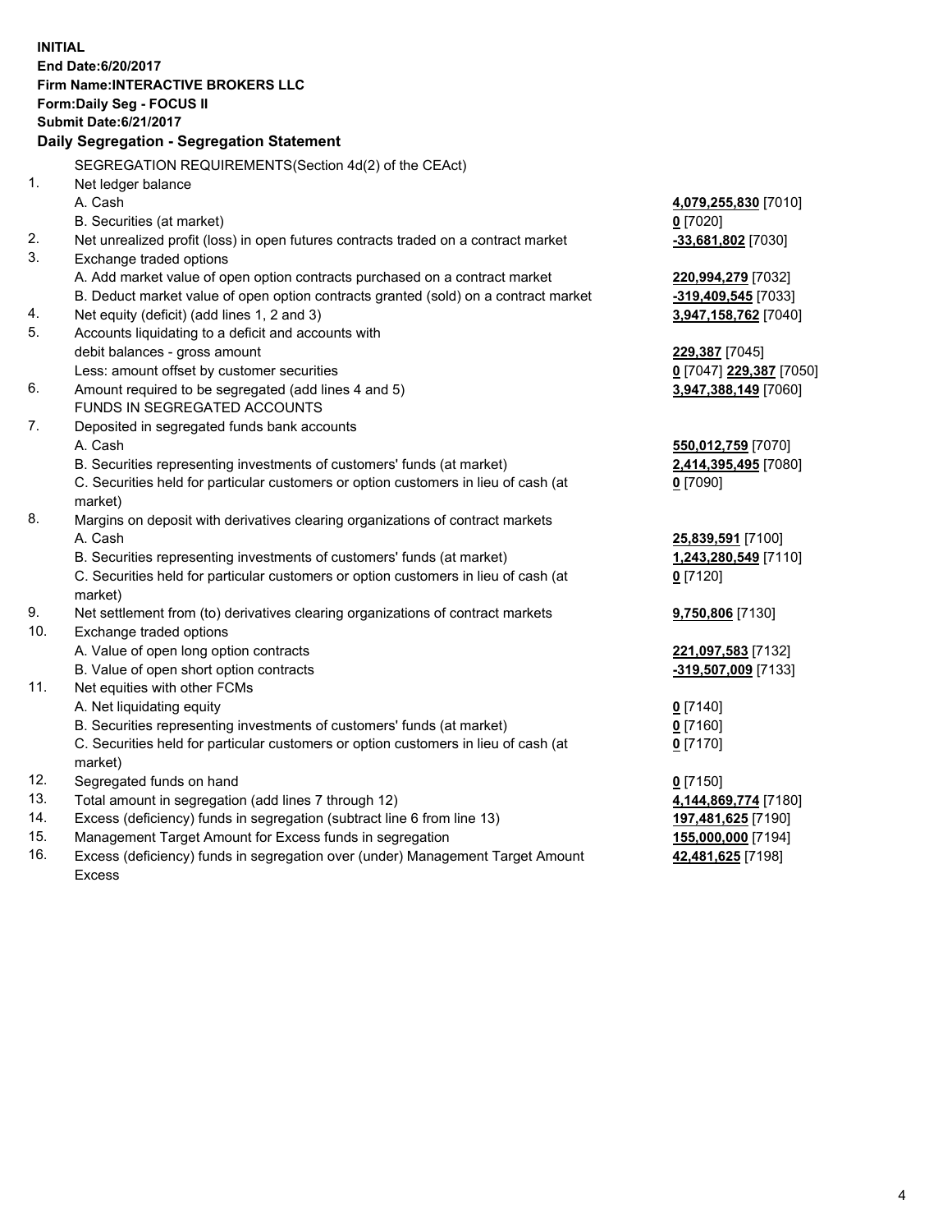**INITIAL**
**End Date:6/20/2017**
**Firm Name:INTERACTIVE BROKERS LLC**
**Form:Daily Seg - FOCUS II**
**Submit Date:6/21/2017**

## Daily Segregation - Segregation Statement

SEGREGATION REQUIREMENTS(Section 4d(2) of the CEAct)

| | | |
|---|---|---|
| 1. | Net ledger balance | |
| | A. Cash | **4,079,255,830** [7010] |
| | B. Securities (at market) | **0** [7020] |
| 2. | Net unrealized profit (loss) in open futures contracts traded on a contract market | **-33,681,802** [7030] |
| 3. | Exchange traded options | |
| | A. Add market value of open option contracts purchased on a contract market | **220,994,279** [7032] |
| | B. Deduct market value of open option contracts granted (sold) on a contract market | **-319,409,545** [7033] |
| 4. | Net equity (deficit) (add lines 1, 2 and 3) | **3,947,158,762** [7040] |
| 5. | Accounts liquidating to a deficit and accounts with | |
| | debit balances - gross amount | **229,387** [7045] |
| | Less: amount offset by customer securities | **0** [7047] **229,387** [7050] |
| 6. | Amount required to be segregated (add lines 4 and 5) | **3,947,388,149** [7060] |
| | FUNDS IN SEGREGATED ACCOUNTS | |
| 7. | Deposited in segregated funds bank accounts | |
| | A. Cash | **550,012,759** [7070] |
| | B. Securities representing investments of customers' funds (at market) | **2,414,395,495** [7080] |
| | C. Securities held for particular customers or option customers in lieu of cash (at market) | **0** [7090] |
| 8. | Margins on deposit with derivatives clearing organizations of contract markets | |
| | A. Cash | **25,839,591** [7100] |
| | B. Securities representing investments of customers' funds (at market) | **1,243,280,549** [7110] |
| | C. Securities held for particular customers or option customers in lieu of cash (at market) | **0** [7120] |
| 9. | Net settlement from (to) derivatives clearing organizations of contract markets | **9,750,806** [7130] |
| 10. | Exchange traded options | |
| | A. Value of open long option contracts | **221,097,583** [7132] |
| | B. Value of open short option contracts | **-319,507,009** [7133] |
| 11. | Net equities with other FCMs | |
| | A. Net liquidating equity | **0** [7140] |
| | B. Securities representing investments of customers' funds (at market) | **0** [7160] |
| | C. Securities held for particular customers or option customers in lieu of cash (at market) | **0** [7170] |
| 12. | Segregated funds on hand | **0** [7150] |
| 13. | Total amount in segregation (add lines 7 through 12) | **4,144,869,774** [7180] |
| 14. | Excess (deficiency) funds in segregation (subtract line 6 from line 13) | **197,481,625** [7190] |
| 15. | Management Target Amount for Excess funds in segregation | **155,000,000** [7194] |
| 16. | Excess (deficiency) funds in segregation over (under) Management Target Amount Excess | **42,481,625** [7198] |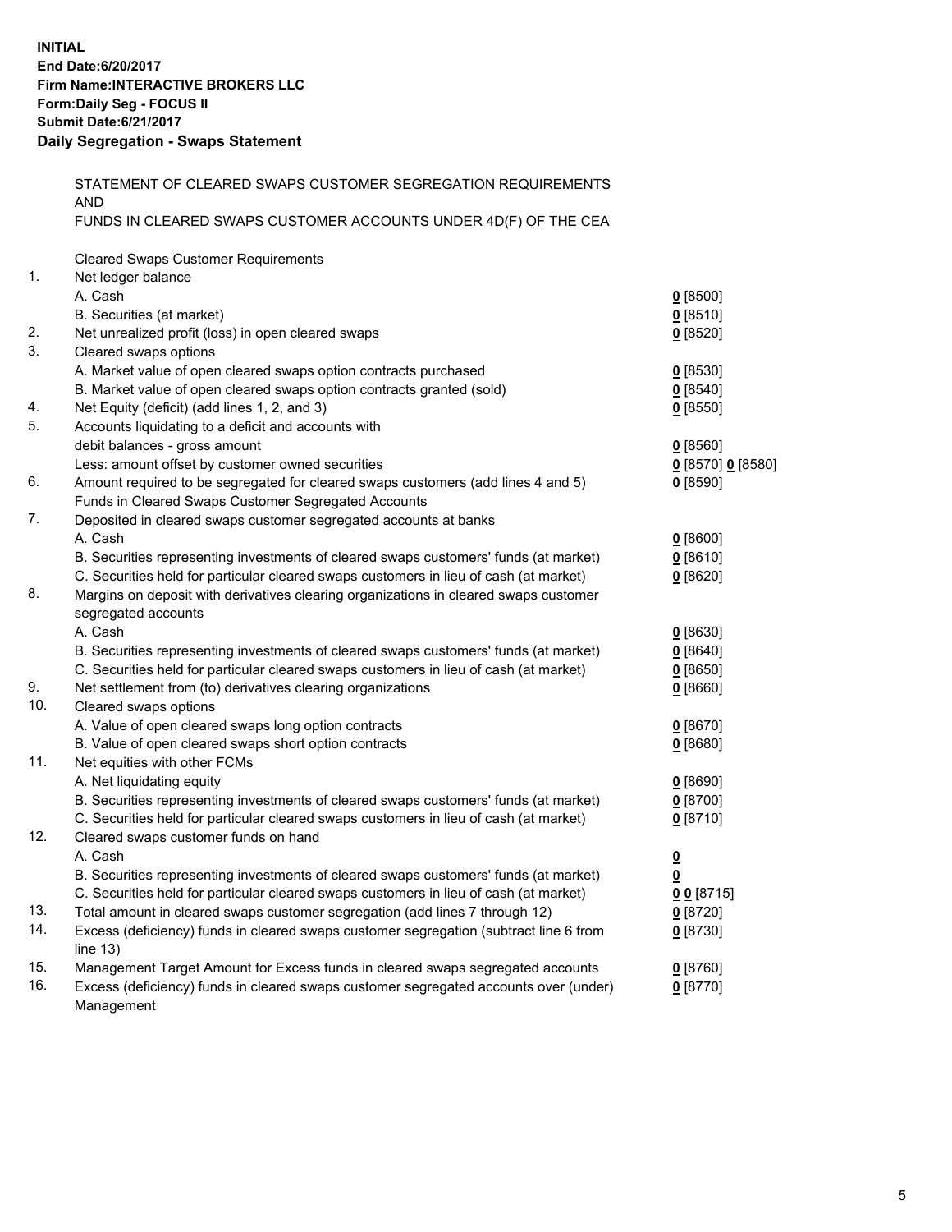**INITIAL**
**End Date:6/20/2017**
**Firm Name:INTERACTIVE BROKERS LLC**
**Form:Daily Seg - FOCUS II**
**Submit Date:6/21/2017**
**Daily Segregation - Swaps Statement**

STATEMENT OF CLEARED SWAPS CUSTOMER SEGREGATION REQUIREMENTS AND FUNDS IN CLEARED SWAPS CUSTOMER ACCOUNTS UNDER 4D(F) OF THE CEA

| | | |
|---|---|---|
| | Cleared Swaps Customer Requirements | |
| 1. | Net ledger balance | |
| | A. Cash | 0 [8500] |
| | B. Securities (at market) | 0 [8510] |
| 2. | Net unrealized profit (loss) in open cleared swaps | 0 [8520] |
| 3. | Cleared swaps options | |
| | A. Market value of open cleared swaps option contracts purchased | 0 [8530] |
| | B. Market value of open cleared swaps option contracts granted (sold) | 0 [8540] |
| 4. | Net Equity (deficit) (add lines 1, 2, and 3) | 0 [8550] |
| 5. | Accounts liquidating to a deficit and accounts with debit balances - gross amount | 0 [8560] |
| | Less: amount offset by customer owned securities | 0 [8570] 0 [8580] |
| 6. | Amount required to be segregated for cleared swaps customers (add lines 4 and 5) | 0 [8590] |
| | Funds in Cleared Swaps Customer Segregated Accounts | |
| 7. | Deposited in cleared swaps customer segregated accounts at banks | |
| | A. Cash | 0 [8600] |
| | B. Securities representing investments of cleared swaps customers' funds (at market) | 0 [8610] |
| | C. Securities held for particular cleared swaps customers in lieu of cash (at market) | 0 [8620] |
| 8. | Margins on deposit with derivatives clearing organizations in cleared swaps customer segregated accounts | |
| | A. Cash | 0 [8630] |
| | B. Securities representing investments of cleared swaps customers' funds (at market) | 0 [8640] |
| | C. Securities held for particular cleared swaps customers in lieu of cash (at market) | 0 [8650] |
| 9. | Net settlement from (to) derivatives clearing organizations | 0 [8660] |
| 10. | Cleared swaps options | |
| | A. Value of open cleared swaps long option contracts | 0 [8670] |
| | B. Value of open cleared swaps short option contracts | 0 [8680] |
| 11. | Net equities with other FCMs | |
| | A. Net liquidating equity | 0 [8690] |
| | B. Securities representing investments of cleared swaps customers' funds (at market) | 0 [8700] |
| | C. Securities held for particular cleared swaps customers in lieu of cash (at market) | 0 [8710] |
| 12. | Cleared swaps customer funds on hand | |
| | A. Cash | 0 |
| | B. Securities representing investments of cleared swaps customers' funds (at market) | 0 |
| | C. Securities held for particular cleared swaps customers in lieu of cash (at market) | 0 0 [8715] |
| 13. | Total amount in cleared swaps customer segregation (add lines 7 through 12) | 0 [8720] |
| 14. | Excess (deficiency) funds in cleared swaps customer segregation (subtract line 6 from line 13) | 0 [8730] |
| 15. | Management Target Amount for Excess funds in cleared swaps segregated accounts | 0 [8760] |
| 16. | Excess (deficiency) funds in cleared swaps customer segregated accounts over (under) Management | 0 [8770] |